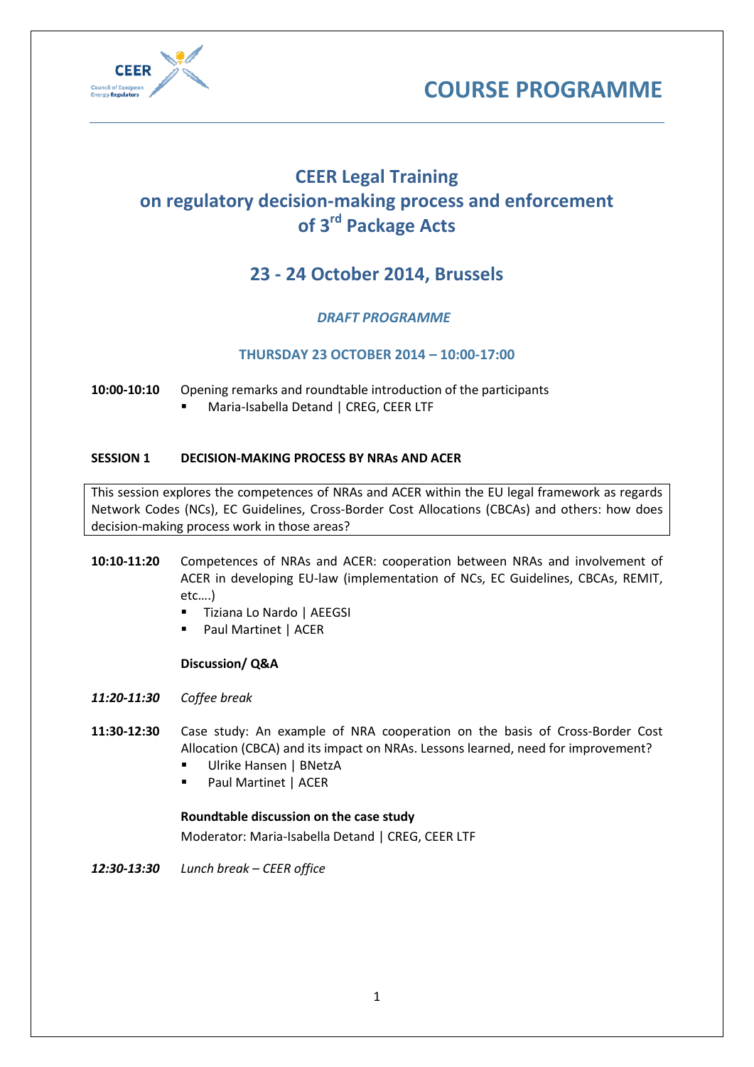# COURSE PROGRAMME

## CEER Legal Training on regulatory decision-making process and enforcement of 3rd Package Acts

## 23 - 24 October 2014, Brussels

*DRAFT PROGRAMME*

### THURSDAY 23 OCTOBER 2014 – 10:00-17:00

**10:00-10:10** Opening remarks and roundtable introduction of the participants

- Maria-Isabella Detand | CREG, CEER LTF

**SESSION 1 DECISION-MAKING PROCESS BY NRAs AND ACER**

This session explores the competences of NRAs and ACER within the EU legal framework as regards Network Codes (NCs), EC Guidelines, Cross-Border Cost Allocations (CBCAs) and others: how does decision-making process work in those areas?

**10:10-11:20** Competences of NRAs and ACER: cooperation between NRAs and involvement of ACER in developing EU-law (implementation of NCs, EC Guidelines, CBCAs, REMIT, etc….)

- Tiziana Lo Nardo | AEEGSI
- Paul Martinet | ACER

**Discussion/ Q&A**

***11:20-11:30*** *Coffee break*

**11:30-12:30** Case study: An example of NRA cooperation on the basis of Cross-Border Cost Allocation (CBCA) and its impact on NRAs. Lessons learned, need for improvement?

- Ulrike Hansen | BNetzA
- Paul Martinet | ACER

**Roundtable discussion on the case study**

Moderator: Maria-Isabella Detand | CREG, CEER LTF

***12:30-13:30*** *Lunch break – CEER office*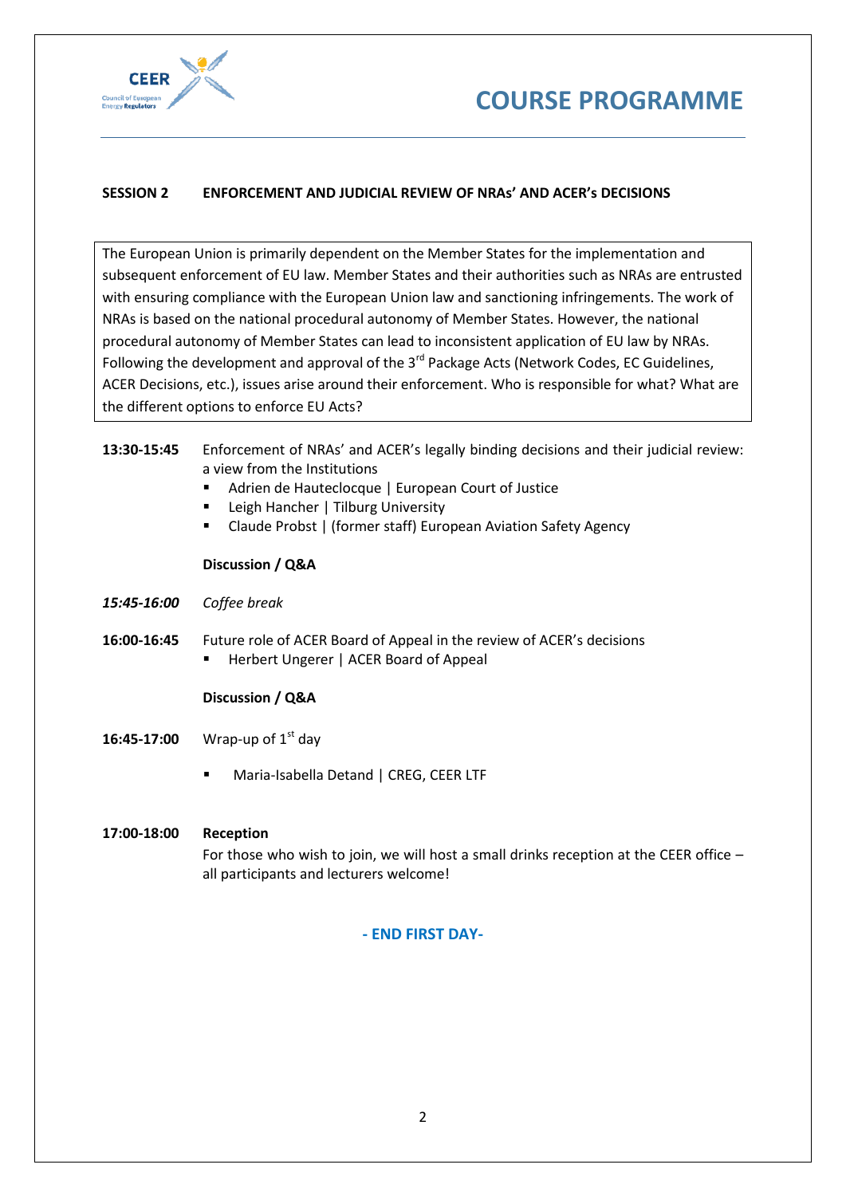# COURSE PROGRAMME

**SESSION 2 ENFORCEMENT AND JUDICIAL REVIEW OF NRAs' AND ACER's DECISIONS**

The European Union is primarily dependent on the Member States for the implementation and subsequent enforcement of EU law. Member States and their authorities such as NRAs are entrusted with ensuring compliance with the European Union law and sanctioning infringements. The work of NRAs is based on the national procedural autonomy of Member States. However, the national procedural autonomy of Member States can lead to inconsistent application of EU law by NRAs. Following the development and approval of the 3rd Package Acts (Network Codes, EC Guidelines, ACER Decisions, etc.), issues arise around their enforcement. Who is responsible for what? What are the different options to enforce EU Acts?

**13:30-15:45** Enforcement of NRAs' and ACER's legally binding decisions and their judicial review: a view from the Institutions

- Adrien de Hauteclocque | European Court of Justice
- Leigh Hancher | Tilburg University
- Claude Probst | (former staff) European Aviation Safety Agency

**Discussion / Q&A**

***15:45-16:00*** *Coffee break*

**16:00-16:45** Future role of ACER Board of Appeal in the review of ACER's decisions

- Herbert Ungerer | ACER Board of Appeal

**Discussion / Q&A**

**16:45-17:00** Wrap-up of 1st day

- Maria-Isabella Detand | CREG, CEER LTF

**17:00-18:00** **Reception**

For those who wish to join, we will host a small drinks reception at the CEER office – all participants and lecturers welcome!

**- END FIRST DAY-**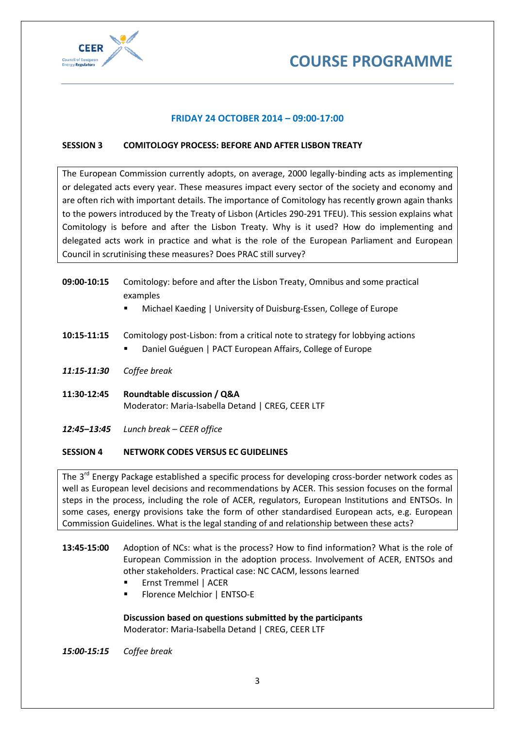# COURSE PROGRAMME

## FRIDAY 24 OCTOBER 2014 – 09:00-17:00

### SESSION 3 COMITOLOGY PROCESS: BEFORE AND AFTER LISBON TREATY

The European Commission currently adopts, on average, 2000 legally-binding acts as implementing or delegated acts every year. These measures impact every sector of the society and economy and are often rich with important details. The importance of Comitology has recently grown again thanks to the powers introduced by the Treaty of Lisbon (Articles 290-291 TFEU). This session explains what Comitology is before and after the Lisbon Treaty. Why is it used? How do implementing and delegated acts work in practice and what is the role of the European Parliament and European Council in scrutinising these measures? Does PRAC still survey?

**09:00-10:15** Comitology: before and after the Lisbon Treaty, Omnibus and some practical examples

- Michael Kaeding | University of Duisburg-Essen, College of Europe

**10:15-11:15** Comitology post-Lisbon: from a critical note to strategy for lobbying actions

- Daniel Guéguen | PACT European Affairs, College of Europe

***11:15-11:30*** *Coffee break*

**11:30-12:45** **Roundtable discussion / Q&A**
Moderator: Maria-Isabella Detand | CREG, CEER LTF

***12:45–13:45*** *Lunch break – CEER office*

### SESSION 4 NETWORK CODES VERSUS EC GUIDELINES

The 3rd Energy Package established a specific process for developing cross-border network codes as well as European level decisions and recommendations by ACER. This session focuses on the formal steps in the process, including the role of ACER, regulators, European Institutions and ENTSOs. In some cases, energy provisions take the form of other standardised European acts, e.g. European Commission Guidelines. What is the legal standing of and relationship between these acts?

**13:45-15:00** Adoption of NCs: what is the process? How to find information? What is the role of European Commission in the adoption process. Involvement of ACER, ENTSOs and other stakeholders. Practical case: NC CACM, lessons learned

- Ernst Tremmel | ACER
- Florence Melchior | ENTSO-E

**Discussion based on questions submitted by the participants**
Moderator: Maria-Isabella Detand | CREG, CEER LTF

***15:00-15:15*** *Coffee break*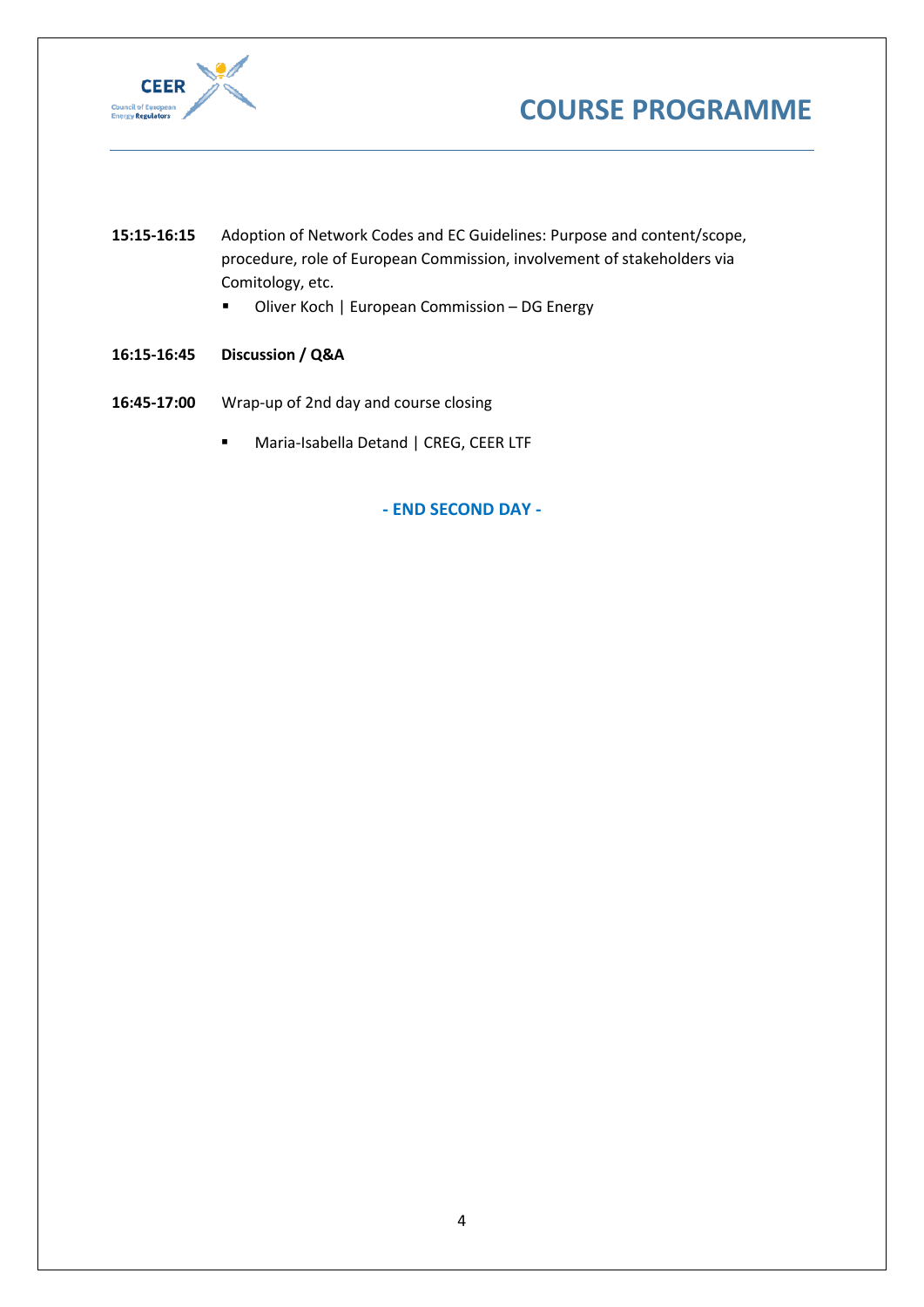# COURSE PROGRAMME

**15:15-16:15** Adoption of Network Codes and EC Guidelines: Purpose and content/scope, procedure, role of European Commission, involvement of stakeholders via Comitology, etc.

- Oliver Koch | European Commission – DG Energy

**16:15-16:45** **Discussion / Q&A**

**16:45-17:00** Wrap-up of 2nd day and course closing

- Maria-Isabella Detand | CREG, CEER LTF

**- END SECOND DAY -**